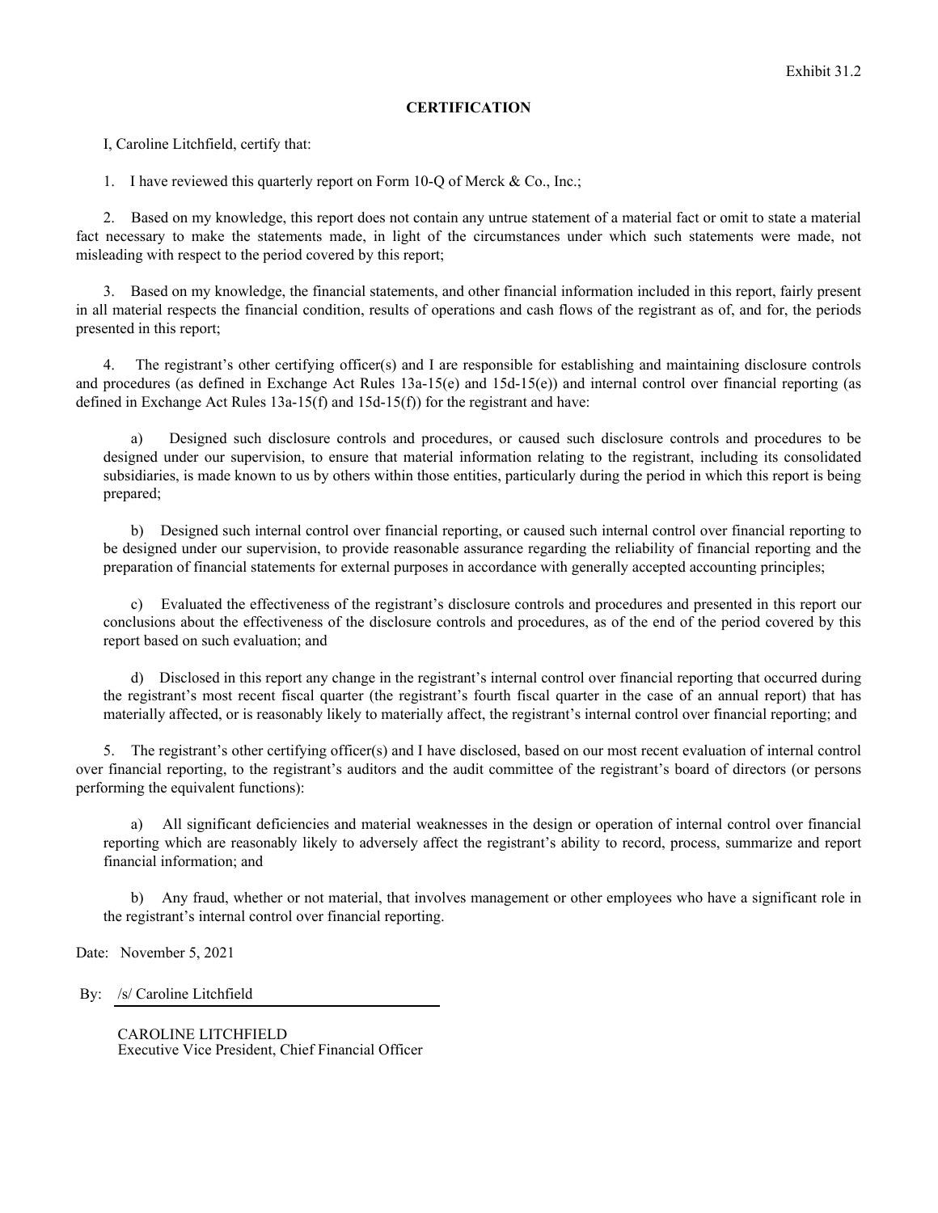Exhibit 31.2

**CERTIFICATION**

I, Caroline Litchfield, certify that:

1. I have reviewed this quarterly report on Form 10-Q of Merck & Co., Inc.;

2. Based on my knowledge, this report does not contain any untrue statement of a material fact or omit to state a material fact necessary to make the statements made, in light of the circumstances under which such statements were made, not misleading with respect to the period covered by this report;

3. Based on my knowledge, the financial statements, and other financial information included in this report, fairly present in all material respects the financial condition, results of operations and cash flows of the registrant as of, and for, the periods presented in this report;

4. The registrant's other certifying officer(s) and I are responsible for establishing and maintaining disclosure controls and procedures (as defined in Exchange Act Rules 13a-15(e) and 15d-15(e)) and internal control over financial reporting (as defined in Exchange Act Rules 13a-15(f) and 15d-15(f)) for the registrant and have:

   a) Designed such disclosure controls and procedures, or caused such disclosure controls and procedures to be designed under our supervision, to ensure that material information relating to the registrant, including its consolidated subsidiaries, is made known to us by others within those entities, particularly during the period in which this report is being prepared;

   b) Designed such internal control over financial reporting, or caused such internal control over financial reporting to be designed under our supervision, to provide reasonable assurance regarding the reliability of financial reporting and the preparation of financial statements for external purposes in accordance with generally accepted accounting principles;

   c) Evaluated the effectiveness of the registrant's disclosure controls and procedures and presented in this report our conclusions about the effectiveness of the disclosure controls and procedures, as of the end of the period covered by this report based on such evaluation; and

   d) Disclosed in this report any change in the registrant's internal control over financial reporting that occurred during the registrant's most recent fiscal quarter (the registrant's fourth fiscal quarter in the case of an annual report) that has materially affected, or is reasonably likely to materially affect, the registrant's internal control over financial reporting; and

5. The registrant's other certifying officer(s) and I have disclosed, based on our most recent evaluation of internal control over financial reporting, to the registrant's auditors and the audit committee of the registrant's board of directors (or persons performing the equivalent functions):

   a) All significant deficiencies and material weaknesses in the design or operation of internal control over financial reporting which are reasonably likely to adversely affect the registrant's ability to record, process, summarize and report financial information; and

   b) Any fraud, whether or not material, that involves management or other employees who have a significant role in the registrant's internal control over financial reporting.

Date: November 5, 2021

By: /s/ Caroline Litchfield

CAROLINE LITCHFIELD
Executive Vice President, Chief Financial Officer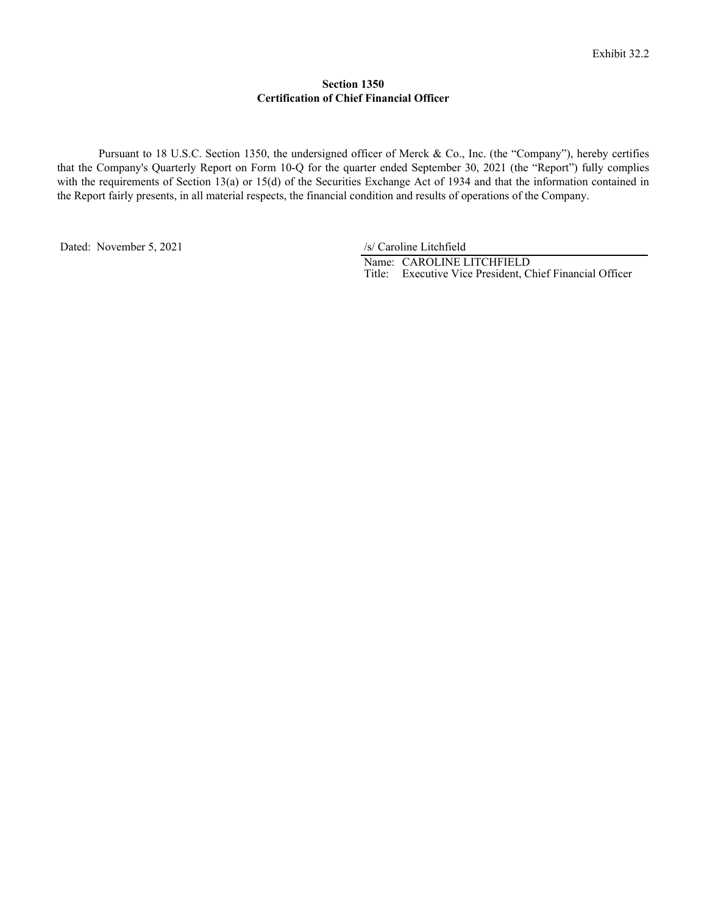Exhibit 32.2

**Section 1350**
**Certification of Chief Financial Officer**

Pursuant to 18 U.S.C. Section 1350, the undersigned officer of Merck & Co., Inc. (the "Company"), hereby certifies that the Company's Quarterly Report on Form 10-Q for the quarter ended September 30, 2021 (the "Report") fully complies with the requirements of Section 13(a) or 15(d) of the Securities Exchange Act of 1934 and that the information contained in the Report fairly presents, in all material respects, the financial condition and results of operations of the Company.

Dated: November 5, 2021

/s/ Caroline Litchfield

Name: CAROLINE LITCHFIELD
Title: Executive Vice President, Chief Financial Officer